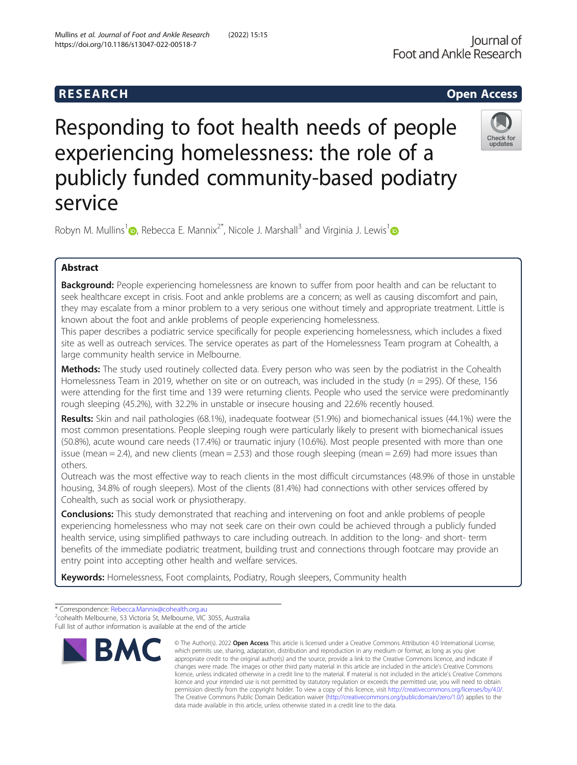RESEARCH Open Access

# Responding to foot health needs of people experiencing homelessness: the role of a publicly funded community-based podiatry service

Robyn M. Mullins[1], Rebecca E. Mannix[2*], Nicole J. Marshall[3] and Virginia J. Lewis[1]

## Abstract

**Background:** People experiencing homelessness are known to suffer from poor health and can be reluctant to seek healthcare except in crisis. Foot and ankle problems are a concern; as well as causing discomfort and pain, they may escalate from a minor problem to a very serious one without timely and appropriate treatment. Little is known about the foot and ankle problems of people experiencing homelessness.

This paper describes a podiatric service specifically for people experiencing homelessness, which includes a fixed site as well as outreach services. The service operates as part of the Homelessness Team program at Cohealth, a large community health service in Melbourne.

**Methods:** The study used routinely collected data. Every person who was seen by the podiatrist in the Cohealth Homelessness Team in 2019, whether on site or on outreach, was included in the study (*n* = 295). Of these, 156 were attending for the first time and 139 were returning clients. People who used the service were predominantly rough sleeping (45.2%), with 32.2% in unstable or insecure housing and 22.6% recently housed.

**Results:** Skin and nail pathologies (68.1%), inadequate footwear (51.9%) and biomechanical issues (44.1%) were the most common presentations. People sleeping rough were particularly likely to present with biomechanical issues (50.8%), acute wound care needs (17.4%) or traumatic injury (10.6%). Most people presented with more than one issue (mean = 2.4), and new clients (mean = 2.53) and those rough sleeping (mean = 2.69) had more issues than others.

Outreach was the most effective way to reach clients in the most difficult circumstances (48.9% of those in unstable housing, 34.8% of rough sleepers). Most of the clients (81.4%) had connections with other services offered by Cohealth, such as social work or physiotherapy.

**Conclusions:** This study demonstrated that reaching and intervening on foot and ankle problems of people experiencing homelessness who may not seek care on their own could be achieved through a publicly funded health service, using simplified pathways to care including outreach. In addition to the long- and short- term benefits of the immediate podiatric treatment, building trust and connections through footcare may provide an entry point into accepting other health and welfare services.

**Keywords:** Homelessness, Foot complaints, Podiatry, Rough sleepers, Community health

---

\* Correspondence: Rebecca.Mannix@cohealth.org.au
[2]cohealth Melbourne, 53 Victoria St, Melbourne, VIC 3055, Australia
Full list of author information is available at the end of the article

© The Author(s). 2022 **Open Access** This article is licensed under a Creative Commons Attribution 4.0 International License, which permits use, sharing, adaptation, distribution and reproduction in any medium or format, as long as you give appropriate credit to the original author(s) and the source, provide a link to the Creative Commons licence, and indicate if changes were made. The images or other third party material in this article are included in the article's Creative Commons licence, unless indicated otherwise in a credit line to the material. If material is not included in the article's Creative Commons licence and your intended use is not permitted by statutory regulation or exceeds the permitted use, you will need to obtain permission directly from the copyright holder. To view a copy of this licence, visit http://creativecommons.org/licenses/by/4.0/. The Creative Commons Public Domain Dedication waiver (http://creativecommons.org/publicdomain/zero/1.0/) applies to the data made available in this article, unless otherwise stated in a credit line to the data.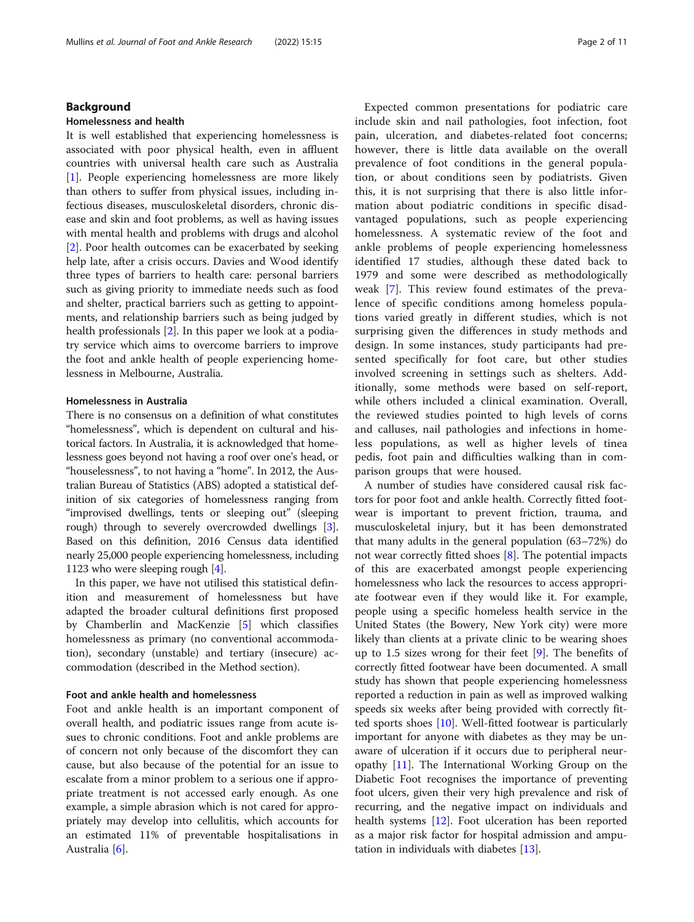## Background

### Homelessness and health

It is well established that experiencing homelessness is associated with poor physical health, even in affluent countries with universal health care such as Australia [1]. People experiencing homelessness are more likely than others to suffer from physical issues, including infectious diseases, musculoskeletal disorders, chronic disease and skin and foot problems, as well as having issues with mental health and problems with drugs and alcohol [2]. Poor health outcomes can be exacerbated by seeking help late, after a crisis occurs. Davies and Wood identify three types of barriers to health care: personal barriers such as giving priority to immediate needs such as food and shelter, practical barriers such as getting to appointments, and relationship barriers such as being judged by health professionals [2]. In this paper we look at a podiatry service which aims to overcome barriers to improve the foot and ankle health of people experiencing homelessness in Melbourne, Australia.

### Homelessness in Australia

There is no consensus on a definition of what constitutes "homelessness", which is dependent on cultural and historical factors. In Australia, it is acknowledged that homelessness goes beyond not having a roof over one's head, or "houselessness", to not having a "home". In 2012, the Australian Bureau of Statistics (ABS) adopted a statistical definition of six categories of homelessness ranging from "improvised dwellings, tents or sleeping out" (sleeping rough) through to severely overcrowded dwellings [3]. Based on this definition, 2016 Census data identified nearly 25,000 people experiencing homelessness, including 1123 who were sleeping rough [4].

In this paper, we have not utilised this statistical definition and measurement of homelessness but have adapted the broader cultural definitions first proposed by Chamberlin and MacKenzie [5] which classifies homelessness as primary (no conventional accommodation), secondary (unstable) and tertiary (insecure) accommodation (described in the Method section).

### Foot and ankle health and homelessness

Foot and ankle health is an important component of overall health, and podiatric issues range from acute issues to chronic conditions. Foot and ankle problems are of concern not only because of the discomfort they can cause, but also because of the potential for an issue to escalate from a minor problem to a serious one if appropriate treatment is not accessed early enough. As one example, a simple abrasion which is not cared for appropriately may develop into cellulitis, which accounts for an estimated 11% of preventable hospitalisations in Australia [6].

Expected common presentations for podiatric care include skin and nail pathologies, foot infection, foot pain, ulceration, and diabetes-related foot concerns; however, there is little data available on the overall prevalence of foot conditions in the general population, or about conditions seen by podiatrists. Given this, it is not surprising that there is also little information about podiatric conditions in specific disadvantaged populations, such as people experiencing homelessness. A systematic review of the foot and ankle problems of people experiencing homelessness identified 17 studies, although these dated back to 1979 and some were described as methodologically weak [7]. This review found estimates of the prevalence of specific conditions among homeless populations varied greatly in different studies, which is not surprising given the differences in study methods and design. In some instances, study participants had presented specifically for foot care, but other studies involved screening in settings such as shelters. Additionally, some methods were based on self-report, while others included a clinical examination. Overall, the reviewed studies pointed to high levels of corns and calluses, nail pathologies and infections in homeless populations, as well as higher levels of tinea pedis, foot pain and difficulties walking than in comparison groups that were housed.

A number of studies have considered causal risk factors for poor foot and ankle health. Correctly fitted footwear is important to prevent friction, trauma, and musculoskeletal injury, but it has been demonstrated that many adults in the general population (63–72%) do not wear correctly fitted shoes [8]. The potential impacts of this are exacerbated amongst people experiencing homelessness who lack the resources to access appropriate footwear even if they would like it. For example, people using a specific homeless health service in the United States (the Bowery, New York city) were more likely than clients at a private clinic to be wearing shoes up to 1.5 sizes wrong for their feet [9]. The benefits of correctly fitted footwear have been documented. A small study has shown that people experiencing homelessness reported a reduction in pain as well as improved walking speeds six weeks after being provided with correctly fitted sports shoes [10]. Well-fitted footwear is particularly important for anyone with diabetes as they may be unaware of ulceration if it occurs due to peripheral neuropathy [11]. The International Working Group on the Diabetic Foot recognises the importance of preventing foot ulcers, given their very high prevalence and risk of recurring, and the negative impact on individuals and health systems [12]. Foot ulceration has been reported as a major risk factor for hospital admission and amputation in individuals with diabetes [13].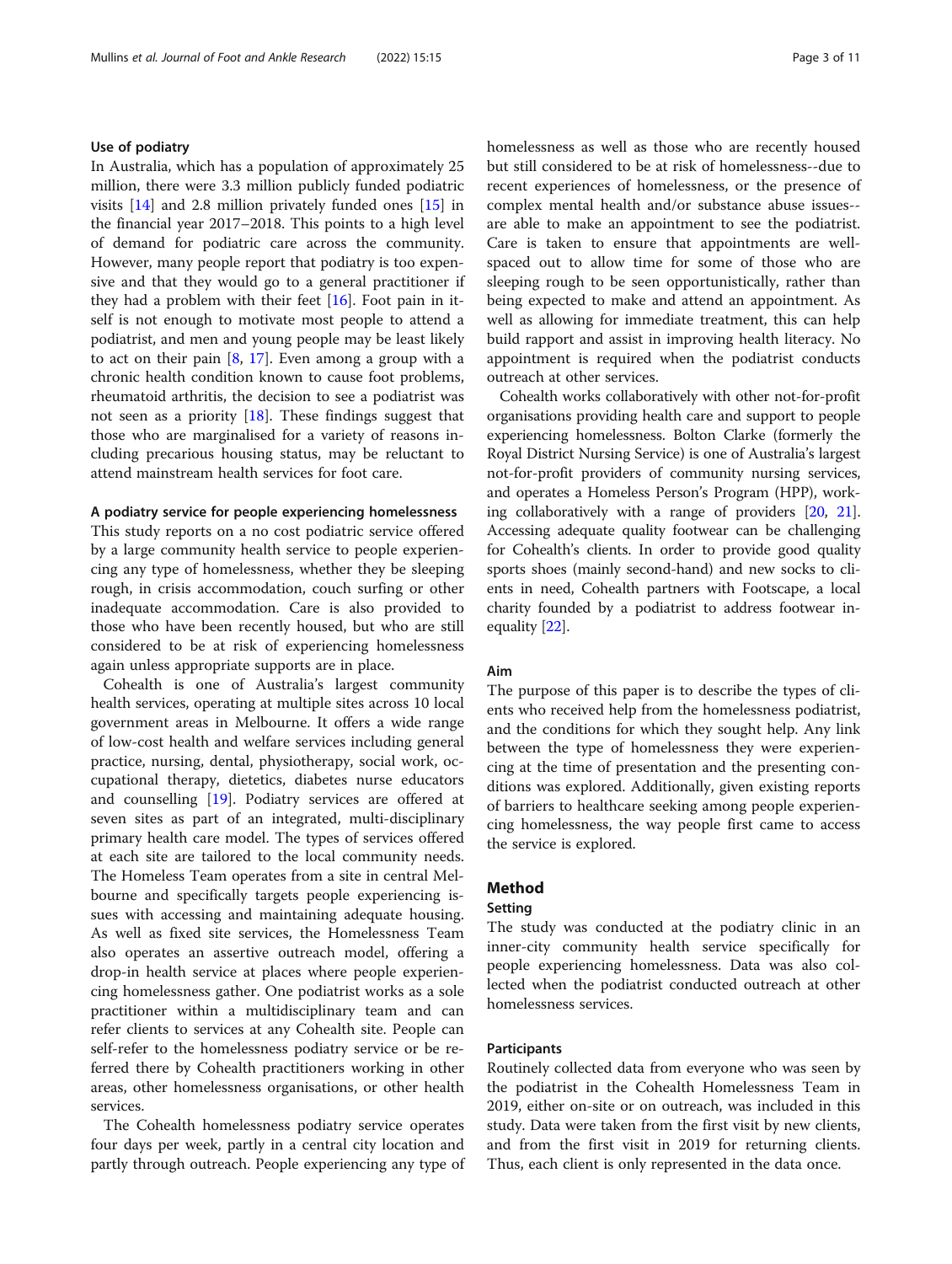### Use of podiatry

In Australia, which has a population of approximately 25 million, there were 3.3 million publicly funded podiatric visits [14] and 2.8 million privately funded ones [15] in the financial year 2017–2018. This points to a high level of demand for podiatric care across the community. However, many people report that podiatry is too expensive and that they would go to a general practitioner if they had a problem with their feet [16]. Foot pain in itself is not enough to motivate most people to attend a podiatrist, and men and young people may be least likely to act on their pain [8, 17]. Even among a group with a chronic health condition known to cause foot problems, rheumatoid arthritis, the decision to see a podiatrist was not seen as a priority [18]. These findings suggest that those who are marginalised for a variety of reasons including precarious housing status, may be reluctant to attend mainstream health services for foot care.

### A podiatry service for people experiencing homelessness

This study reports on a no cost podiatric service offered by a large community health service to people experiencing any type of homelessness, whether they be sleeping rough, in crisis accommodation, couch surfing or other inadequate accommodation. Care is also provided to those who have been recently housed, but who are still considered to be at risk of experiencing homelessness again unless appropriate supports are in place.

Cohealth is one of Australia's largest community health services, operating at multiple sites across 10 local government areas in Melbourne. It offers a wide range of low-cost health and welfare services including general practice, nursing, dental, physiotherapy, social work, occupational therapy, dietetics, diabetes nurse educators and counselling [19]. Podiatry services are offered at seven sites as part of an integrated, multi-disciplinary primary health care model. The types of services offered at each site are tailored to the local community needs. The Homeless Team operates from a site in central Melbourne and specifically targets people experiencing issues with accessing and maintaining adequate housing. As well as fixed site services, the Homelessness Team also operates an assertive outreach model, offering a drop-in health service at places where people experiencing homelessness gather. One podiatrist works as a sole practitioner within a multidisciplinary team and can refer clients to services at any Cohealth site. People can self-refer to the homelessness podiatry service or be referred there by Cohealth practitioners working in other areas, other homelessness organisations, or other health services.

The Cohealth homelessness podiatry service operates four days per week, partly in a central city location and partly through outreach. People experiencing any type of homelessness as well as those who are recently housed but still considered to be at risk of homelessness--due to recent experiences of homelessness, or the presence of complex mental health and/or substance abuse issues--are able to make an appointment to see the podiatrist. Care is taken to ensure that appointments are well-spaced out to allow time for some of those who are sleeping rough to be seen opportunistically, rather than being expected to make and attend an appointment. As well as allowing for immediate treatment, this can help build rapport and assist in improving health literacy. No appointment is required when the podiatrist conducts outreach at other services.

Cohealth works collaboratively with other not-for-profit organisations providing health care and support to people experiencing homelessness. Bolton Clarke (formerly the Royal District Nursing Service) is one of Australia's largest not-for-profit providers of community nursing services, and operates a Homeless Person's Program (HPP), working collaboratively with a range of providers [20, 21]. Accessing adequate quality footwear can be challenging for Cohealth's clients. In order to provide good quality sports shoes (mainly second-hand) and new socks to clients in need, Cohealth partners with Footscape, a local charity founded by a podiatrist to address footwear inequality [22].

### Aim

The purpose of this paper is to describe the types of clients who received help from the homelessness podiatrist, and the conditions for which they sought help. Any link between the type of homelessness they were experiencing at the time of presentation and the presenting conditions was explored. Additionally, given existing reports of barriers to healthcare seeking among people experiencing homelessness, the way people first came to access the service is explored.

## Method

### Setting

The study was conducted at the podiatry clinic in an inner-city community health service specifically for people experiencing homelessness. Data was also collected when the podiatrist conducted outreach at other homelessness services.

### Participants

Routinely collected data from everyone who was seen by the podiatrist in the Cohealth Homelessness Team in 2019, either on-site or on outreach, was included in this study. Data were taken from the first visit by new clients, and from the first visit in 2019 for returning clients. Thus, each client is only represented in the data once.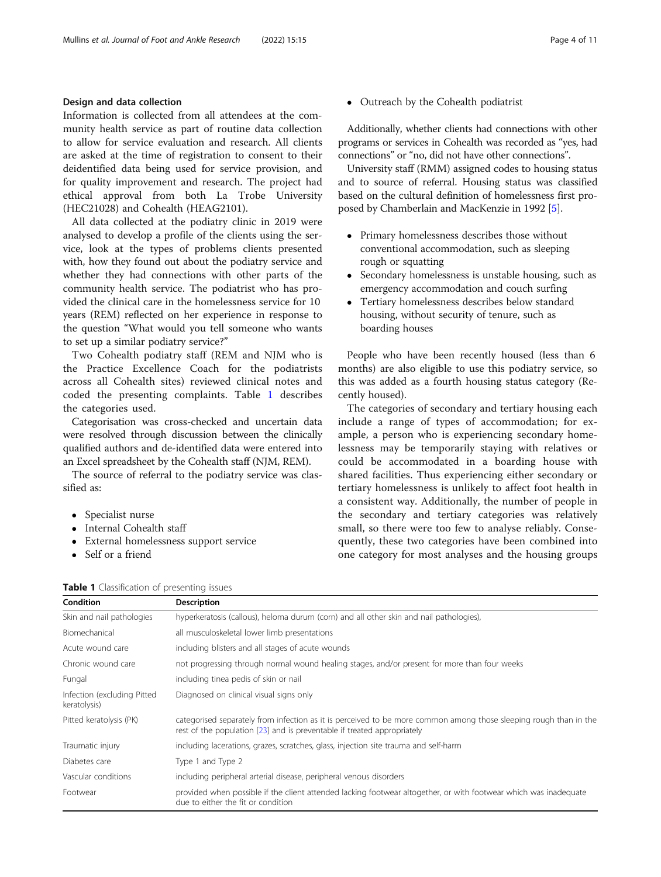### Design and data collection

Information is collected from all attendees at the community health service as part of routine data collection to allow for service evaluation and research. All clients are asked at the time of registration to consent to their deidentified data being used for service provision, and for quality improvement and research. The project had ethical approval from both La Trobe University (HEC21028) and Cohealth (HEAG2101).

All data collected at the podiatry clinic in 2019 were analysed to develop a profile of the clients using the service, look at the types of problems clients presented with, how they found out about the podiatry service and whether they had connections with other parts of the community health service. The podiatrist who has provided the clinical care in the homelessness service for 10 years (REM) reflected on her experience in response to the question "What would you tell someone who wants to set up a similar podiatry service?"

Two Cohealth podiatry staff (REM and NJM who is the Practice Excellence Coach for the podiatrists across all Cohealth sites) reviewed clinical notes and coded the presenting complaints. Table 1 describes the categories used.

Categorisation was cross-checked and uncertain data were resolved through discussion between the clinically qualified authors and de-identified data were entered into an Excel spreadsheet by the Cohealth staff (NJM, REM).

The source of referral to the podiatry service was classified as:

- Specialist nurse
- Internal Cohealth staff
- External homelessness support service
- Self or a friend
- Outreach by the Cohealth podiatrist

Additionally, whether clients had connections with other programs or services in Cohealth was recorded as "yes, had connections" or "no, did not have other connections".

University staff (RMM) assigned codes to housing status and to source of referral. Housing status was classified based on the cultural definition of homelessness first proposed by Chamberlain and MacKenzie in 1992 [5].

- Primary homelessness describes those without conventional accommodation, such as sleeping rough or squatting
- Secondary homelessness is unstable housing, such as emergency accommodation and couch surfing
- Tertiary homelessness describes below standard housing, without security of tenure, such as boarding houses

People who have been recently housed (less than 6 months) are also eligible to use this podiatry service, so this was added as a fourth housing status category (Recently housed).

The categories of secondary and tertiary housing each include a range of types of accommodation; for example, a person who is experiencing secondary homelessness may be temporarily staying with relatives or could be accommodated in a boarding house with shared facilities. Thus experiencing either secondary or tertiary homelessness is unlikely to affect foot health in a consistent way. Additionally, the number of people in the secondary and tertiary categories was relatively small, so there were too few to analyse reliably. Consequently, these two categories have been combined into one category for most analyses and the housing groups

**Table 1** Classification of presenting issues

| Condition | Description |
|---|---|
| Skin and nail pathologies | hyperkeratosis (callous), heloma durum (corn) and all other skin and nail pathologies), |
| Biomechanical | all musculoskeletal lower limb presentations |
| Acute wound care | including blisters and all stages of acute wounds |
| Chronic wound care | not progressing through normal wound healing stages, and/or present for more than four weeks |
| Fungal | including tinea pedis of skin or nail |
| Infection (excluding Pitted keratolysis) | Diagnosed on clinical visual signs only |
| Pitted keratolysis (PK) | categorised separately from infection as it is perceived to be more common among those sleeping rough than in the rest of the population [23] and is preventable if treated appropriately |
| Traumatic injury | including lacerations, grazes, scratches, glass, injection site trauma and self-harm |
| Diabetes care | Type 1 and Type 2 |
| Vascular conditions | including peripheral arterial disease, peripheral venous disorders |
| Footwear | provided when possible if the client attended lacking footwear altogether, or with footwear which was inadequate due to either the fit or condition |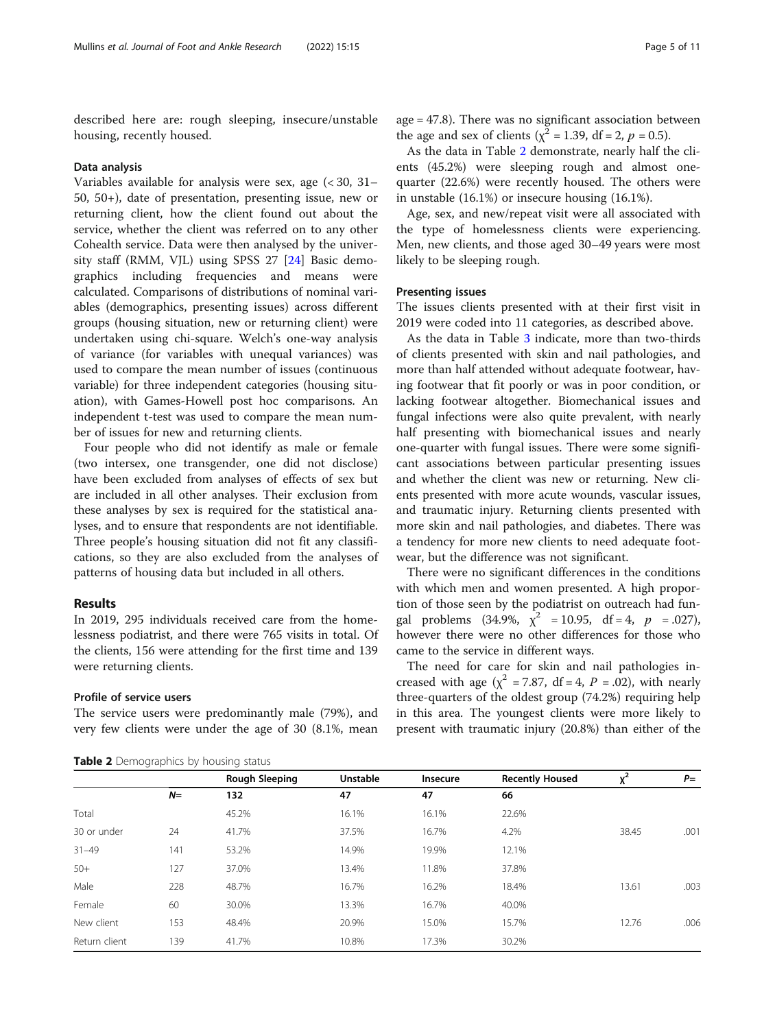described here are: rough sleeping, insecure/unstable housing, recently housed.

### Data analysis

Variables available for analysis were sex, age (< 30, 31–50, 50+), date of presentation, presenting issue, new or returning client, how the client found out about the service, whether the client was referred on to any other Cohealth service. Data were then analysed by the university staff (RMM, VJL) using SPSS 27 [24] Basic demographics including frequencies and means were calculated. Comparisons of distributions of nominal variables (demographics, presenting issues) across different groups (housing situation, new or returning client) were undertaken using chi-square. Welch's one-way analysis of variance (for variables with unequal variances) was used to compare the mean number of issues (continuous variable) for three independent categories (housing situation), with Games-Howell post hoc comparisons. An independent t-test was used to compare the mean number of issues for new and returning clients.

Four people who did not identify as male or female (two intersex, one transgender, one did not disclose) have been excluded from analyses of effects of sex but are included in all other analyses. Their exclusion from these analyses by sex is required for the statistical analyses, and to ensure that respondents are not identifiable. Three people's housing situation did not fit any classifications, so they are also excluded from the analyses of patterns of housing data but included in all others.

## Results

In 2019, 295 individuals received care from the homelessness podiatrist, and there were 765 visits in total. Of the clients, 156 were attending for the first time and 139 were returning clients.

### Profile of service users

The service users were predominantly male (79%), and very few clients were under the age of 30 (8.1%, mean age = 47.8). There was no significant association between the age and sex of clients ($\chi^2 = 1.39$, df = 2, $p = 0.5$).

As the data in Table 2 demonstrate, nearly half the clients (45.2%) were sleeping rough and almost one-quarter (22.6%) were recently housed. The others were in unstable (16.1%) or insecure housing (16.1%).

Age, sex, and new/repeat visit were all associated with the type of homelessness clients were experiencing. Men, new clients, and those aged 30–49 years were most likely to be sleeping rough.

### Presenting issues

The issues clients presented with at their first visit in 2019 were coded into 11 categories, as described above.

As the data in Table 3 indicate, more than two-thirds of clients presented with skin and nail pathologies, and more than half attended without adequate footwear, having footwear that fit poorly or was in poor condition, or lacking footwear altogether. Biomechanical issues and fungal infections were also quite prevalent, with nearly half presenting with biomechanical issues and nearly one-quarter with fungal issues. There were some significant associations between particular presenting issues and whether the client was new or returning. New clients presented with more acute wounds, vascular issues, and traumatic injury. Returning clients presented with more skin and nail pathologies, and diabetes. There was a tendency for more new clients to need adequate footwear, but the difference was not significant.

There were no significant differences in the conditions with which men and women presented. A high proportion of those seen by the podiatrist on outreach had fungal problems (34.9%, $\chi^2 = 10.95$, df = 4, $p = .027$), however there were no other differences for those who came to the service in different ways.

The need for care for skin and nail pathologies increased with age ($\chi^2 = 7.87$, df = 4, $P = .02$), with nearly three-quarters of the oldest group (74.2%) requiring help in this area. The youngest clients were more likely to present with traumatic injury (20.8%) than either of the

**Table 2** Demographics by housing status

| | | Rough Sleeping | Unstable | Insecure | Recently Housed | $\chi^2$ | P= |
|---|---|---|---|---|---|---|---|
| | N= | 132 | 47 | 47 | 66 | | |
| Total | | 45.2% | 16.1% | 16.1% | 22.6% | | |
| 30 or under | 24 | 41.7% | 37.5% | 16.7% | 4.2% | 38.45 | .001 |
| 31–49 | 141 | 53.2% | 14.9% | 19.9% | 12.1% | | |
| 50+ | 127 | 37.0% | 13.4% | 11.8% | 37.8% | | |
| Male | 228 | 48.7% | 16.7% | 16.2% | 18.4% | 13.61 | .003 |
| Female | 60 | 30.0% | 13.3% | 16.7% | 40.0% | | |
| New client | 153 | 48.4% | 20.9% | 15.0% | 15.7% | 12.76 | .006 |
| Return client | 139 | 41.7% | 10.8% | 17.3% | 30.2% | | |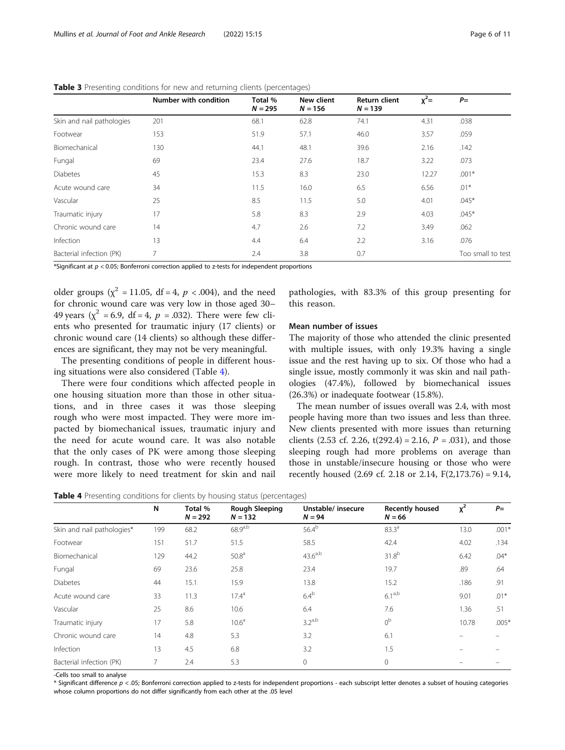**Table 3** Presenting conditions for new and returning clients (percentages)

| | Number with condition | Total % $N = 295$ | New client $N = 156$ | Return client $N = 139$ | $\chi^2=$ | $P=$ |
|---|---|---|---|---|---|---|
| Skin and nail pathologies | 201 | 68.1 | 62.8 | 74.1 | 4.31 | .038 |
| Footwear | 153 | 51.9 | 57.1 | 46.0 | 3.57 | .059 |
| Biomechanical | 130 | 44.1 | 48.1 | 39.6 | 2.16 | .142 |
| Fungal | 69 | 23.4 | 27.6 | 18.7 | 3.22 | .073 |
| Diabetes | 45 | 15.3 | 8.3 | 23.0 | 12.27 | .001* |
| Acute wound care | 34 | 11.5 | 16.0 | 6.5 | 6.56 | .01* |
| Vascular | 25 | 8.5 | 11.5 | 5.0 | 4.01 | .045* |
| Traumatic injury | 17 | 5.8 | 8.3 | 2.9 | 4.03 | .045* |
| Chronic wound care | 14 | 4.7 | 2.6 | 7.2 | 3.49 | .062 |
| Infection | 13 | 4.4 | 6.4 | 2.2 | 3.16 | .076 |
| Bacterial infection (PK) | 7 | 2.4 | 3.8 | 0.7 | | Too small to test |

*Significant at $p < 0.05$; Bonferroni correction applied to z-tests for independent proportions

older groups ($\chi^2 = 11.05$, df = 4, $p < .004$), and the need for chronic wound care was very low in those aged 30–49 years ($\chi^2 = 6.9$, df = 4, $p = .032$). There were few clients who presented for traumatic injury (17 clients) or chronic wound care (14 clients) so although these differences are significant, they may not be very meaningful.

The presenting conditions of people in different housing situations were also considered (Table 4).

There were four conditions which affected people in one housing situation more than those in other situations, and in three cases it was those sleeping rough who were most impacted. They were more impacted by biomechanical issues, traumatic injury and the need for acute wound care. It was also notable that the only cases of PK were among those sleeping rough. In contrast, those who were recently housed were more likely to need treatment for skin and nail pathologies, with 83.3% of this group presenting for this reason.

### Mean number of issues

The majority of those who attended the clinic presented with multiple issues, with only 19.3% having a single issue and the rest having up to six. Of those who had a single issue, mostly commonly it was skin and nail pathologies (47.4%), followed by biomechanical issues (26.3%) or inadequate footwear (15.8%).

The mean number of issues overall was 2.4, with most people having more than two issues and less than three. New clients presented with more issues than returning clients (2.53 cf. 2.26, $t(292.4) = 2.16$, $P = .031$), and those sleeping rough had more problems on average than those in unstable/insecure housing or those who were recently housed (2.69 cf. 2.18 or 2.14, $F(2,173.76) = 9.14$,

**Table 4** Presenting conditions for clients by housing status (percentages)

| | N | Total % $N = 292$ | Rough Sleeping $N = 132$ | Unstable/ insecure $N = 94$ | Recently housed $N = 66$ | $\chi^2$ | $P=$ |
|---|---|---|---|---|---|---|---|
| Skin and nail pathologies* | 199 | 68.2 | $68.9^{a,b}$ | $56.4^{b}$ | $83.3^{a}$ | 13.0 | .001* |
| Footwear | 151 | 51.7 | 51.5 | 58.5 | 42.4 | 4.02 | .134 |
| Biomechanical | 129 | 44.2 | $50.8^{a}$ | $43.6^{a,b}$ | $31.8^{b}$ | 6.42 | .04* |
| Fungal | 69 | 23.6 | 25.8 | 23.4 | 19.7 | .89 | .64 |
| Diabetes | 44 | 15.1 | 15.9 | 13.8 | 15.2 | .186 | .91 |
| Acute wound care | 33 | 11.3 | $17.4^{a}$ | $6.4^{b}$ | $6.1^{a,b}$ | 9.01 | .01* |
| Vascular | 25 | 8.6 | 10.6 | 6.4 | 7.6 | 1.36 | .51 |
| Traumatic injury | 17 | 5.8 | $10.6^{a}$ | $3.2^{a,b}$ | $0^{b}$ | 10.78 | .005* |
| Chronic wound care | 14 | 4.8 | 5.3 | 3.2 | 6.1 | – | – |
| Infection | 13 | 4.5 | 6.8 | 3.2 | 1.5 | – | – |
| Bacterial infection (PK) | 7 | 2.4 | 5.3 | 0 | 0 | – | – |

-Cells too small to analyse

* Significant difference $p < .05$; Bonferroni correction applied to z-tests for independent proportions - each subscript letter denotes a subset of housing categories whose column proportions do not differ significantly from each other at the .05 level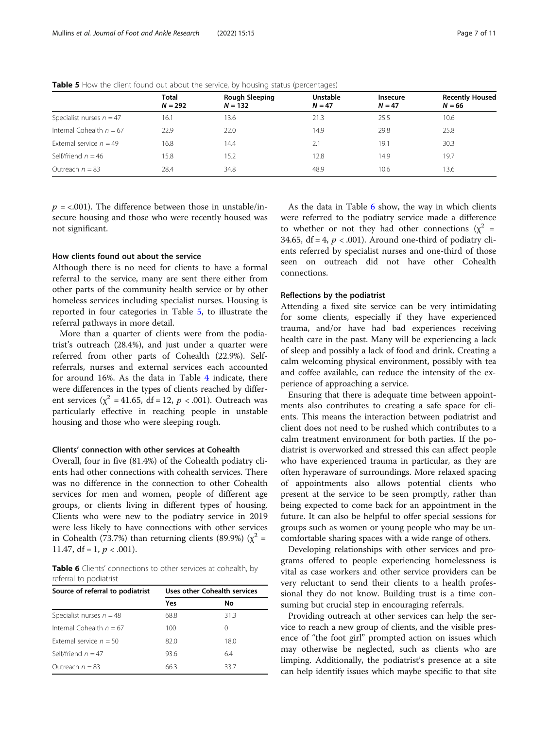**Table 5** How the client found out about the service, by housing status (percentages)

| | Total $N = 292$ | Rough Sleeping $N = 132$ | Unstable $N = 47$ | Insecure $N = 47$ | Recently Housed $N = 66$ |
|---|---|---|---|---|---|
| Specialist nurses $n = 47$ | 16.1 | 13.6 | 21.3 | 25.5 | 10.6 |
| Internal Cohealth $n = 67$ | 22.9 | 22.0 | 14.9 | 29.8 | 25.8 |
| External service $n = 49$ | 16.8 | 14.4 | 2.1 | 19.1 | 30.3 |
| Self/friend $n = 46$ | 15.8 | 15.2 | 12.8 | 14.9 | 19.7 |
| Outreach $n = 83$ | 28.4 | 34.8 | 48.9 | 10.6 | 13.6 |

$p = <.001$). The difference between those in unstable/insecure housing and those who were recently housed was not significant.

### How clients found out about the service

Although there is no need for clients to have a formal referral to the service, many are sent there either from other parts of the community health service or by other homeless services including specialist nurses. Housing is reported in four categories in Table 5, to illustrate the referral pathways in more detail.

More than a quarter of clients were from the podiatrist's outreach (28.4%), and just under a quarter were referred from other parts of Cohealth (22.9%). Self-referrals, nurses and external services each accounted for around 16%. As the data in Table 4 indicate, there were differences in the types of clients reached by different services ($\chi^2 = 41.65$, df = 12, $p < .001$). Outreach was particularly effective in reaching people in unstable housing and those who were sleeping rough.

### Clients' connection with other services at Cohealth

Overall, four in five (81.4%) of the Cohealth podiatry clients had other connections with cohealth services. There was no difference in the connection to other Cohealth services for men and women, people of different age groups, or clients living in different types of housing. Clients who were new to the podiatry service in 2019 were less likely to have connections with other services in Cohealth (73.7%) than returning clients (89.9%) ($\chi^2 = 11.47$, df = 1, $p < .001$).

**Table 6** Clients' connections to other services at cohealth, by referral to podiatrist

| Source of referral to podiatrist | Uses other Cohealth services | |
|---|---|---|
| | Yes | No |
| Specialist nurses $n = 48$ | 68.8 | 31.3 |
| Internal Cohealth $n = 67$ | 100 | 0 |
| External service $n = 50$ | 82.0 | 18.0 |
| Self/friend $n = 47$ | 93.6 | 6.4 |
| Outreach $n = 83$ | 66.3 | 33.7 |

As the data in Table 6 show, the way in which clients were referred to the podiatry service made a difference to whether or not they had other connections ($\chi^2 = 34.65$, df = 4, $p < .001$). Around one-third of podiatry clients referred by specialist nurses and one-third of those seen on outreach did not have other Cohealth connections.

### Reflections by the podiatrist

Attending a fixed site service can be very intimidating for some clients, especially if they have experienced trauma, and/or have had bad experiences receiving health care in the past. Many will be experiencing a lack of sleep and possibly a lack of food and drink. Creating a calm welcoming physical environment, possibly with tea and coffee available, can reduce the intensity of the experience of approaching a service.

Ensuring that there is adequate time between appointments also contributes to creating a safe space for clients. This means the interaction between podiatrist and client does not need to be rushed which contributes to a calm treatment environment for both parties. If the podiatrist is overworked and stressed this can affect people who have experienced trauma in particular, as they are often hyperaware of surroundings. More relaxed spacing of appointments also allows potential clients who present at the service to be seen promptly, rather than being expected to come back for an appointment in the future. It can also be helpful to offer special sessions for groups such as women or young people who may be uncomfortable sharing spaces with a wide range of others.

Developing relationships with other services and programs offered to people experiencing homelessness is vital as case workers and other service providers can be very reluctant to send their clients to a health professional they do not know. Building trust is a time consuming but crucial step in encouraging referrals.

Providing outreach at other services can help the service to reach a new group of clients, and the visible presence of "the foot girl" prompted action on issues which may otherwise be neglected, such as clients who are limping. Additionally, the podiatrist's presence at a site can help identify issues which maybe specific to that site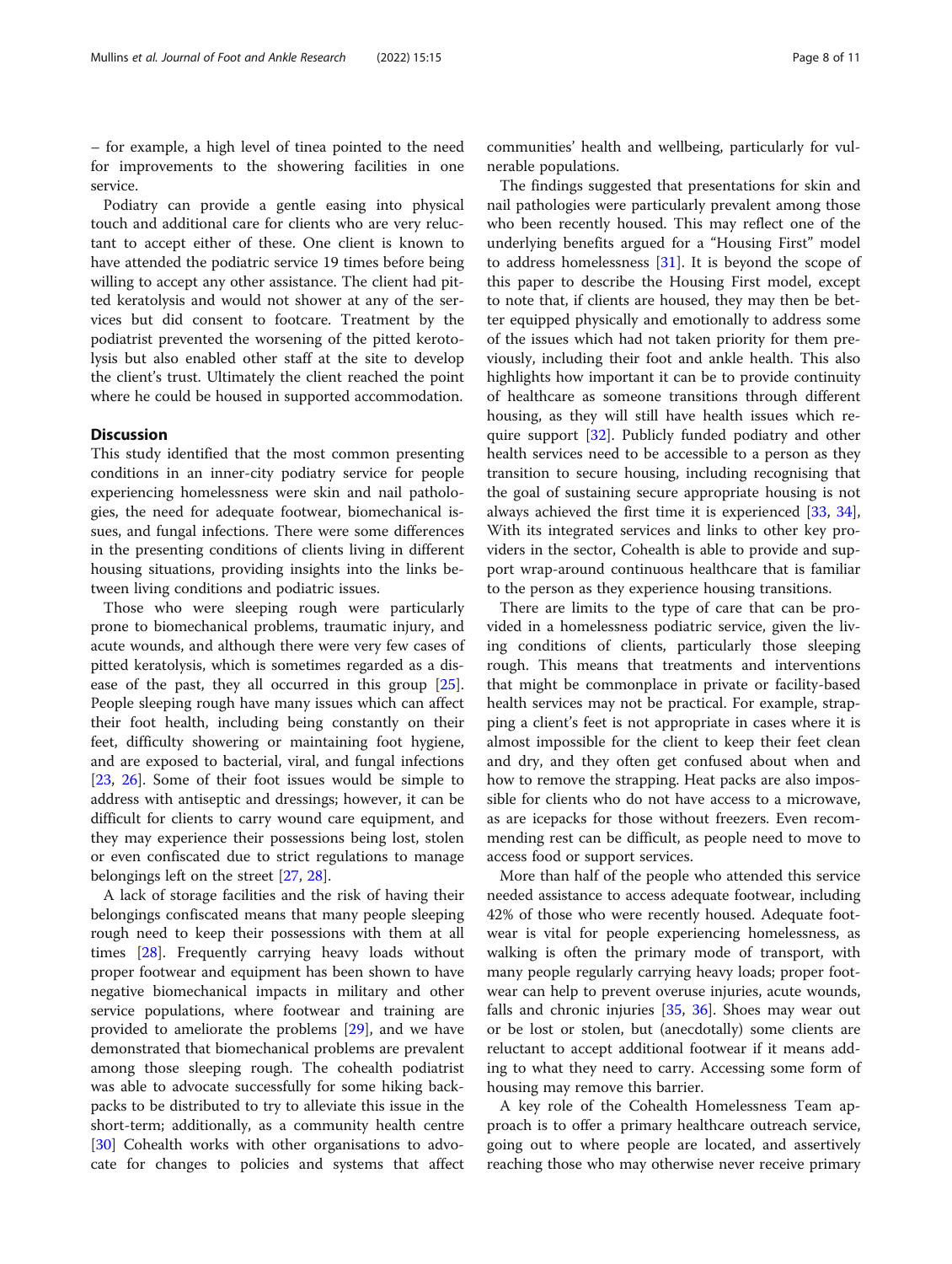– for example, a high level of tinea pointed to the need for improvements to the showering facilities in one service.

Podiatry can provide a gentle easing into physical touch and additional care for clients who are very reluctant to accept either of these. One client is known to have attended the podiatric service 19 times before being willing to accept any other assistance. The client had pitted keratolysis and would not shower at any of the services but did consent to footcare. Treatment by the podiatrist prevented the worsening of the pitted kerotolysis but also enabled other staff at the site to develop the client's trust. Ultimately the client reached the point where he could be housed in supported accommodation.

## Discussion

This study identified that the most common presenting conditions in an inner-city podiatry service for people experiencing homelessness were skin and nail pathologies, the need for adequate footwear, biomechanical issues, and fungal infections. There were some differences in the presenting conditions of clients living in different housing situations, providing insights into the links between living conditions and podiatric issues.

Those who were sleeping rough were particularly prone to biomechanical problems, traumatic injury, and acute wounds, and although there were very few cases of pitted keratolysis, which is sometimes regarded as a disease of the past, they all occurred in this group [25]. People sleeping rough have many issues which can affect their foot health, including being constantly on their feet, difficulty showering or maintaining foot hygiene, and are exposed to bacterial, viral, and fungal infections [23, 26]. Some of their foot issues would be simple to address with antiseptic and dressings; however, it can be difficult for clients to carry wound care equipment, and they may experience their possessions being lost, stolen or even confiscated due to strict regulations to manage belongings left on the street [27, 28].

A lack of storage facilities and the risk of having their belongings confiscated means that many people sleeping rough need to keep their possessions with them at all times [28]. Frequently carrying heavy loads without proper footwear and equipment has been shown to have negative biomechanical impacts in military and other service populations, where footwear and training are provided to ameliorate the problems [29], and we have demonstrated that biomechanical problems are prevalent among those sleeping rough. The cohealth podiatrist was able to advocate successfully for some hiking backpacks to be distributed to try to alleviate this issue in the short-term; additionally, as a community health centre [30] Cohealth works with other organisations to advocate for changes to policies and systems that affect communities' health and wellbeing, particularly for vulnerable populations.

The findings suggested that presentations for skin and nail pathologies were particularly prevalent among those who been recently housed. This may reflect one of the underlying benefits argued for a "Housing First" model to address homelessness [31]. It is beyond the scope of this paper to describe the Housing First model, except to note that, if clients are housed, they may then be better equipped physically and emotionally to address some of the issues which had not taken priority for them previously, including their foot and ankle health. This also highlights how important it can be to provide continuity of healthcare as someone transitions through different housing, as they will still have health issues which require support [32]. Publicly funded podiatry and other health services need to be accessible to a person as they transition to secure housing, including recognising that the goal of sustaining secure appropriate housing is not always achieved the first time it is experienced [33, 34], With its integrated services and links to other key providers in the sector, Cohealth is able to provide and support wrap-around continuous healthcare that is familiar to the person as they experience housing transitions.

There are limits to the type of care that can be provided in a homelessness podiatric service, given the living conditions of clients, particularly those sleeping rough. This means that treatments and interventions that might be commonplace in private or facility-based health services may not be practical. For example, strapping a client's feet is not appropriate in cases where it is almost impossible for the client to keep their feet clean and dry, and they often get confused about when and how to remove the strapping. Heat packs are also impossible for clients who do not have access to a microwave, as are icepacks for those without freezers. Even recommending rest can be difficult, as people need to move to access food or support services.

More than half of the people who attended this service needed assistance to access adequate footwear, including 42% of those who were recently housed. Adequate footwear is vital for people experiencing homelessness, as walking is often the primary mode of transport, with many people regularly carrying heavy loads; proper footwear can help to prevent overuse injuries, acute wounds, falls and chronic injuries [35, 36]. Shoes may wear out or be lost or stolen, but (anecdotally) some clients are reluctant to accept additional footwear if it means adding to what they need to carry. Accessing some form of housing may remove this barrier.

A key role of the Cohealth Homelessness Team approach is to offer a primary healthcare outreach service, going out to where people are located, and assertively reaching those who may otherwise never receive primary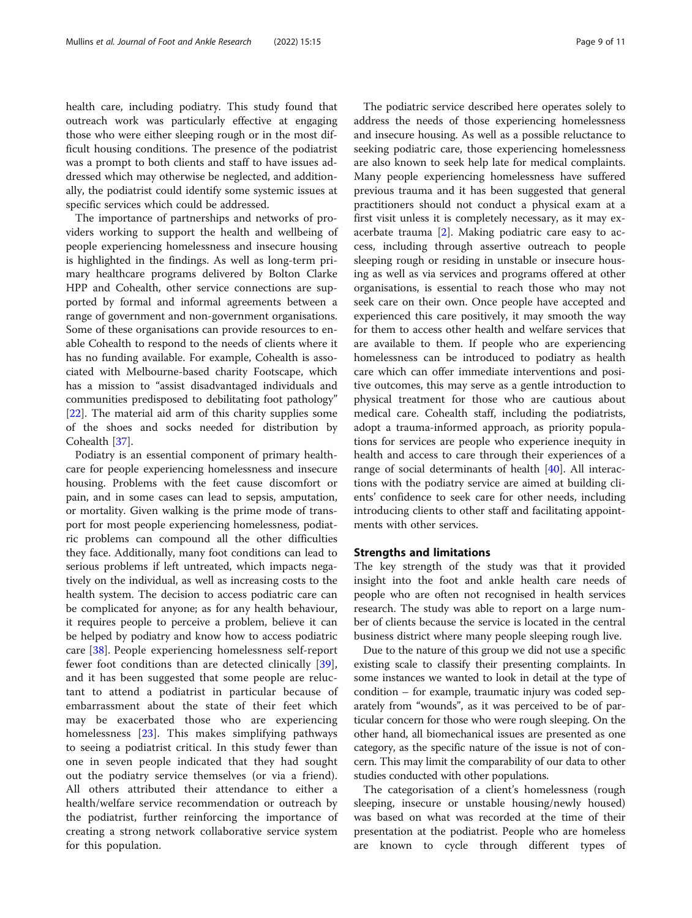health care, including podiatry. This study found that outreach work was particularly effective at engaging those who were either sleeping rough or in the most difficult housing conditions. The presence of the podiatrist was a prompt to both clients and staff to have issues addressed which may otherwise be neglected, and additionally, the podiatrist could identify some systemic issues at specific services which could be addressed.

The importance of partnerships and networks of providers working to support the health and wellbeing of people experiencing homelessness and insecure housing is highlighted in the findings. As well as long-term primary healthcare programs delivered by Bolton Clarke HPP and Cohealth, other service connections are supported by formal and informal agreements between a range of government and non-government organisations. Some of these organisations can provide resources to enable Cohealth to respond to the needs of clients where it has no funding available. For example, Cohealth is associated with Melbourne-based charity Footscape, which has a mission to "assist disadvantaged individuals and communities predisposed to debilitating foot pathology" [22]. The material aid arm of this charity supplies some of the shoes and socks needed for distribution by Cohealth [37].

Podiatry is an essential component of primary healthcare for people experiencing homelessness and insecure housing. Problems with the feet cause discomfort or pain, and in some cases can lead to sepsis, amputation, or mortality. Given walking is the prime mode of transport for most people experiencing homelessness, podiatric problems can compound all the other difficulties they face. Additionally, many foot conditions can lead to serious problems if left untreated, which impacts negatively on the individual, as well as increasing costs to the health system. The decision to access podiatric care can be complicated for anyone; as for any health behaviour, it requires people to perceive a problem, believe it can be helped by podiatry and know how to access podiatric care [38]. People experiencing homelessness self-report fewer foot conditions than are detected clinically [39], and it has been suggested that some people are reluctant to attend a podiatrist in particular because of embarrassment about the state of their feet which may be exacerbated those who are experiencing homelessness [23]. This makes simplifying pathways to seeing a podiatrist critical. In this study fewer than one in seven people indicated that they had sought out the podiatry service themselves (or via a friend). All others attributed their attendance to either a health/welfare service recommendation or outreach by the podiatrist, further reinforcing the importance of creating a strong network collaborative service system for this population.

The podiatric service described here operates solely to address the needs of those experiencing homelessness and insecure housing. As well as a possible reluctance to seeking podiatric care, those experiencing homelessness are also known to seek help late for medical complaints. Many people experiencing homelessness have suffered previous trauma and it has been suggested that general practitioners should not conduct a physical exam at a first visit unless it is completely necessary, as it may exacerbate trauma [2]. Making podiatric care easy to access, including through assertive outreach to people sleeping rough or residing in unstable or insecure housing as well as via services and programs offered at other organisations, is essential to reach those who may not seek care on their own. Once people have accepted and experienced this care positively, it may smooth the way for them to access other health and welfare services that are available to them. If people who are experiencing homelessness can be introduced to podiatry as health care which can offer immediate interventions and positive outcomes, this may serve as a gentle introduction to physical treatment for those who are cautious about medical care. Cohealth staff, including the podiatrists, adopt a trauma-informed approach, as priority populations for services are people who experience inequity in health and access to care through their experiences of a range of social determinants of health [40]. All interactions with the podiatry service are aimed at building clients' confidence to seek care for other needs, including introducing clients to other staff and facilitating appointments with other services.

## Strengths and limitations

The key strength of the study was that it provided insight into the foot and ankle health care needs of people who are often not recognised in health services research. The study was able to report on a large number of clients because the service is located in the central business district where many people sleeping rough live.

Due to the nature of this group we did not use a specific existing scale to classify their presenting complaints. In some instances we wanted to look in detail at the type of condition – for example, traumatic injury was coded separately from "wounds", as it was perceived to be of particular concern for those who were rough sleeping. On the other hand, all biomechanical issues are presented as one category, as the specific nature of the issue is not of concern. This may limit the comparability of our data to other studies conducted with other populations.

The categorisation of a client's homelessness (rough sleeping, insecure or unstable housing/newly housed) was based on what was recorded at the time of their presentation at the podiatrist. People who are homeless are known to cycle through different types of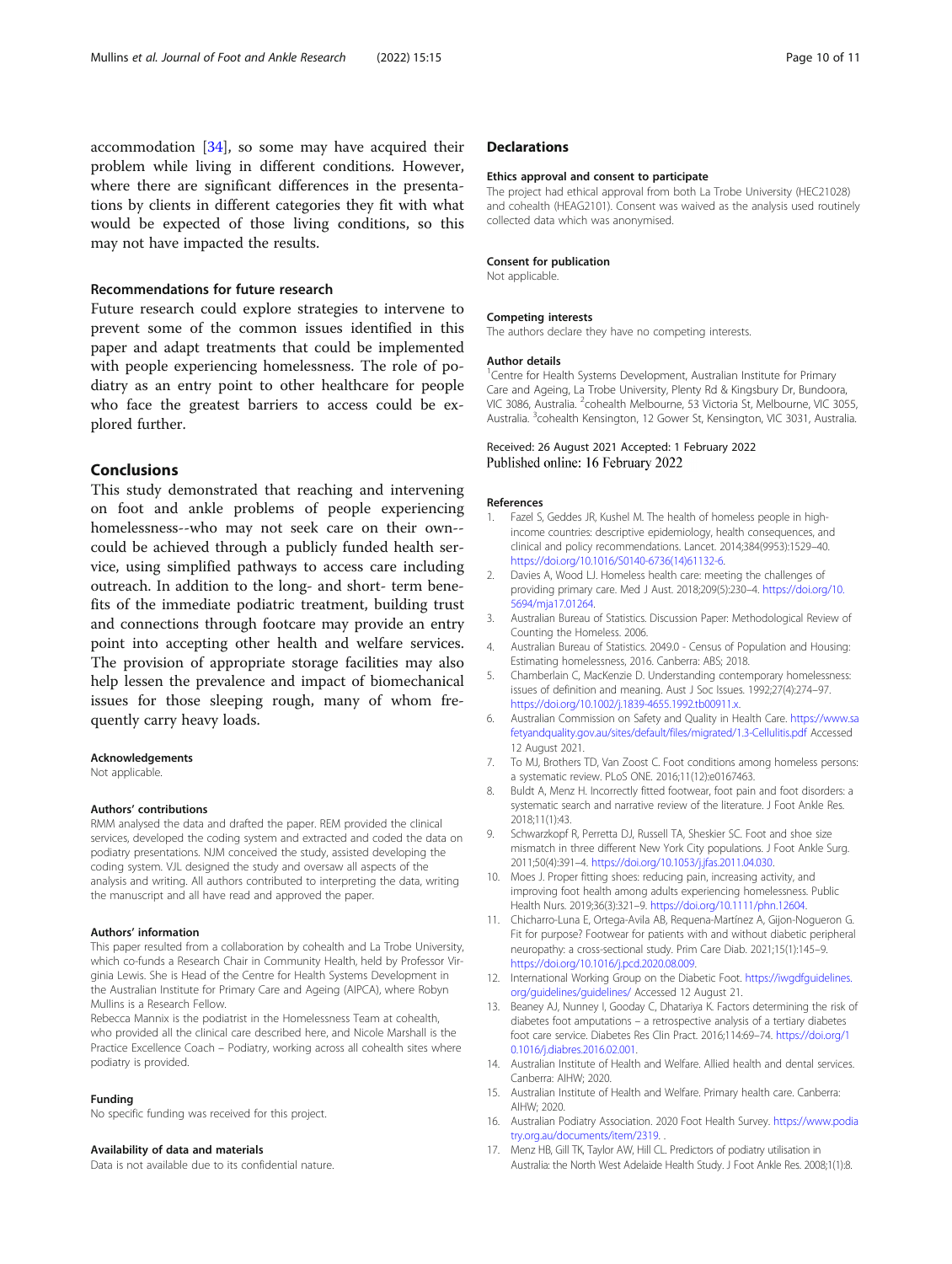accommodation [34], so some may have acquired their problem while living in different conditions. However, where there are significant differences in the presentations by clients in different categories they fit with what would be expected of those living conditions, so this may not have impacted the results.

### Recommendations for future research

Future research could explore strategies to intervene to prevent some of the common issues identified in this paper and adapt treatments that could be implemented with people experiencing homelessness. The role of podiatry as an entry point to other healthcare for people who face the greatest barriers to access could be explored further.

## Conclusions

This study demonstrated that reaching and intervening on foot and ankle problems of people experiencing homelessness--who may not seek care on their own--could be achieved through a publicly funded health service, using simplified pathways to access care including outreach. In addition to the long- and short- term benefits of the immediate podiatric treatment, building trust and connections through footcare may provide an entry point into accepting other health and welfare services. The provision of appropriate storage facilities may also help lessen the prevalence and impact of biomechanical issues for those sleeping rough, many of whom frequently carry heavy loads.

#### Acknowledgements

Not applicable.

#### Authors' contributions

RMM analysed the data and drafted the paper. REM provided the clinical services, developed the coding system and extracted and coded the data on podiatry presentations. NJM conceived the study, assisted developing the coding system. VJL designed the study and oversaw all aspects of the analysis and writing. All authors contributed to interpreting the data, writing the manuscript and all have read and approved the paper.

#### Authors' information

This paper resulted from a collaboration by cohealth and La Trobe University, which co-funds a Research Chair in Community Health, held by Professor Virginia Lewis. She is Head of the Centre for Health Systems Development in the Australian Institute for Primary Care and Ageing (AIPCA), where Robyn Mullins is a Research Fellow.

Rebecca Mannix is the podiatrist in the Homelessness Team at cohealth, who provided all the clinical care described here, and Nicole Marshall is the Practice Excellence Coach – Podiatry, working across all cohealth sites where podiatry is provided.

#### Funding

No specific funding was received for this project.

#### Availability of data and materials

Data is not available due to its confidential nature.

## Declarations

#### Ethics approval and consent to participate

The project had ethical approval from both La Trobe University (HEC21028) and cohealth (HEAG2101). Consent was waived as the analysis used routinely collected data which was anonymised.

#### Consent for publication

Not applicable.

#### Competing interests

The authors declare they have no competing interests.

#### Author details

[1]Centre for Health Systems Development, Australian Institute for Primary Care and Ageing, La Trobe University, Plenty Rd & Kingsbury Dr, Bundoora, VIC 3086, Australia. [2]cohealth Melbourne, 53 Victoria St, Melbourne, VIC 3055, Australia. [3]cohealth Kensington, 12 Gower St, Kensington, VIC 3031, Australia.

Received: 26 August 2021 Accepted: 1 February 2022
Published online: 16 February 2022

#### References

1. Fazel S, Geddes JR, Kushel M. The health of homeless people in high-income countries: descriptive epidemiology, health consequences, and clinical and policy recommendations. Lancet. 2014;384(9953):1529–40. https://doi.org/10.1016/S0140-6736(14)61132-6.
2. Davies A, Wood LJ. Homeless health care: meeting the challenges of providing primary care. Med J Aust. 2018;209(5):230–4. https://doi.org/10.5694/mja17.01264.
3. Australian Bureau of Statistics. Discussion Paper: Methodological Review of Counting the Homeless. 2006.
4. Australian Bureau of Statistics. 2049.0 - Census of Population and Housing: Estimating homelessness, 2016. Canberra: ABS; 2018.
5. Chamberlain C, MacKenzie D. Understanding contemporary homelessness: issues of definition and meaning. Aust J Soc Issues. 1992;27(4):274–97. https://doi.org/10.1002/j.1839-4655.1992.tb00911.x.
6. Australian Commission on Safety and Quality in Health Care. https://www.safetyandquality.gov.au/sites/default/files/migrated/1.3-Cellulitis.pdf Accessed 12 August 2021.
7. To MJ, Brothers TD, Van Zoost C. Foot conditions among homeless persons: a systematic review. PLoS ONE. 2016;11(12):e0167463.
8. Buldt A, Menz H. Incorrectly fitted footwear, foot pain and foot disorders: a systematic search and narrative review of the literature. J Foot Ankle Res. 2018;11(1):43.
9. Schwarzkopf R, Perretta DJ, Russell TA, Sheskier SC. Foot and shoe size mismatch in three different New York City populations. J Foot Ankle Surg. 2011;50(4):391–4. https://doi.org/10.1053/j.jfas.2011.04.030.
10. Moes J. Proper fitting shoes: reducing pain, increasing activity, and improving foot health among adults experiencing homelessness. Public Health Nurs. 2019;36(3):321–9. https://doi.org/10.1111/phn.12604.
11. Chicharro-Luna E, Ortega-Avila AB, Requena-Martínez A, Gijon-Nogueron G. Fit for purpose? Footwear for patients with and without diabetic peripheral neuropathy: a cross-sectional study. Prim Care Diab. 2021;15(1):145–9. https://doi.org/10.1016/j.pcd.2020.08.009.
12. International Working Group on the Diabetic Foot. https://iwgdfguidelines.org/guidelines/guidelines/ Accessed 12 August 21.
13. Beaney AJ, Nunney I, Gooday C, Dhatariya K. Factors determining the risk of diabetes foot amputations – a retrospective analysis of a tertiary diabetes foot care service. Diabetes Res Clin Pract. 2016;114:69–74. https://doi.org/10.1016/j.diabres.2016.02.001.
14. Australian Institute of Health and Welfare. Allied health and dental services. Canberra: AIHW; 2020.
15. Australian Institute of Health and Welfare. Primary health care. Canberra: AIHW; 2020.
16. Australian Podiatry Association. 2020 Foot Health Survey. https://www.podiatry.org.au/documents/item/2319. .
17. Menz HB, Gill TK, Taylor AW, Hill CL. Predictors of podiatry utilisation in Australia: the North West Adelaide Health Study. J Foot Ankle Res. 2008;1(1):8.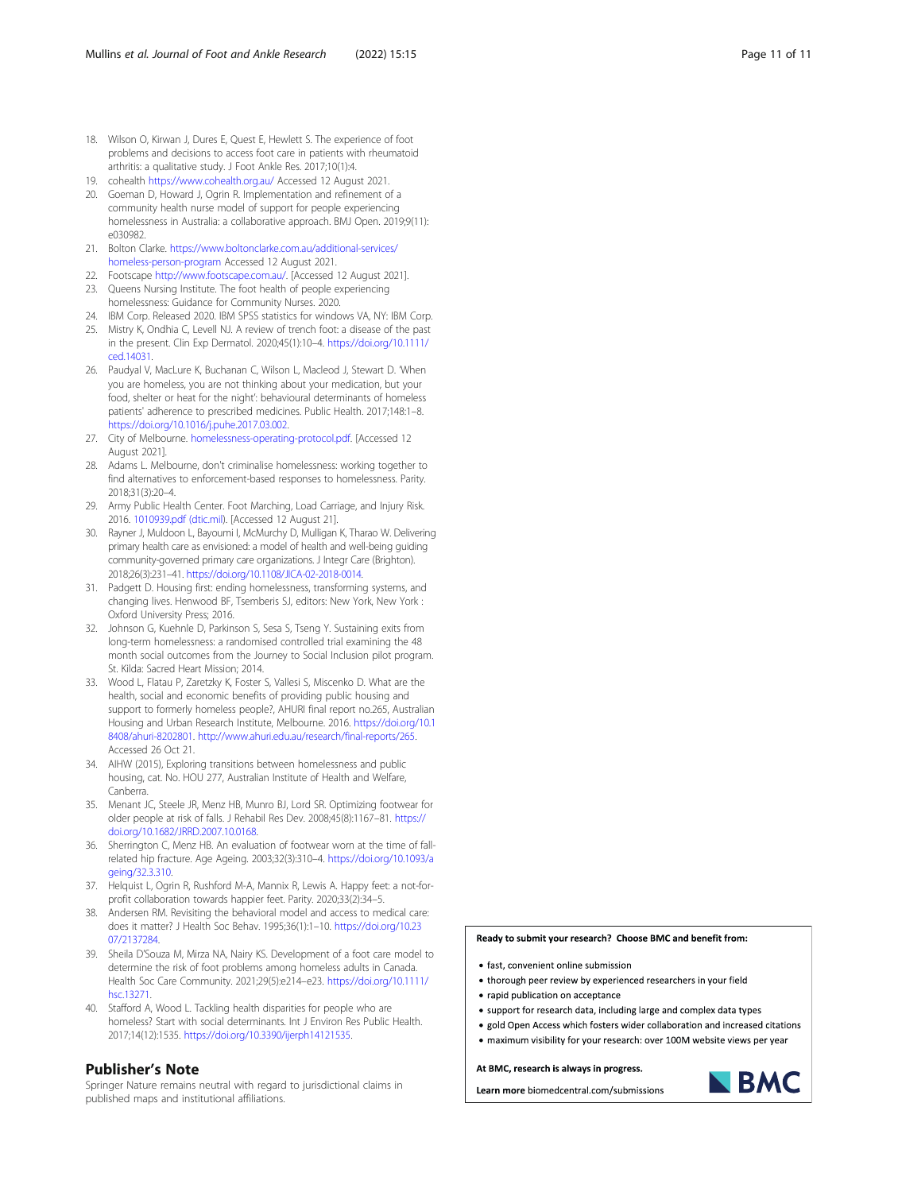18. Wilson O, Kirwan J, Dures E, Quest E, Hewlett S. The experience of foot problems and decisions to access foot care in patients with rheumatoid arthritis: a qualitative study. J Foot Ankle Res. 2017;10(1):4.
19. cohealth https://www.cohealth.org.au/ Accessed 12 August 2021.
20. Goeman D, Howard J, Ogrin R. Implementation and refinement of a community health nurse model of support for people experiencing homelessness in Australia: a collaborative approach. BMJ Open. 2019;9(11): e030982.
21. Bolton Clarke. https://www.boltonclarke.com.au/additional-services/homeless-person-program Accessed 12 August 2021.
22. Footscape http://www.footscape.com.au/. [Accessed 12 August 2021].
23. Queens Nursing Institute. The foot health of people experiencing homelessness: Guidance for Community Nurses. 2020.
24. IBM Corp. Released 2020. IBM SPSS statistics for windows VA, NY: IBM Corp.
25. Mistry K, Ondhia C, Levell NJ. A review of trench foot: a disease of the past in the present. Clin Exp Dermatol. 2020;45(1):10–4. https://doi.org/10.1111/ced.14031.
26. Paudyal V, MacLure K, Buchanan C, Wilson L, Macleod J, Stewart D. 'When you are homeless, you are not thinking about your medication, but your food, shelter or heat for the night': behavioural determinants of homeless patients' adherence to prescribed medicines. Public Health. 2017;148:1–8. https://doi.org/10.1016/j.puhe.2017.03.002.
27. City of Melbourne. homelessness-operating-protocol.pdf. [Accessed 12 August 2021].
28. Adams L. Melbourne, don't criminalise homelessness: working together to find alternatives to enforcement-based responses to homelessness. Parity. 2018;31(3):20–4.
29. Army Public Health Center. Foot Marching, Load Carriage, and Injury Risk. 2016. 1010939.pdf (dtic.mil). [Accessed 12 August 21].
30. Rayner J, Muldoon L, Bayoumi I, McMurchy D, Mulligan K, Tharao W. Delivering primary health care as envisioned: a model of health and well-being guiding community-governed primary care organizations. J Integr Care (Brighton). 2018;26(3):231–41. https://doi.org/10.1108/JICA-02-2018-0014.
31. Padgett D. Housing first: ending homelessness, transforming systems, and changing lives. Henwood BF, Tsemberis SJ, editors: New York, New York : Oxford University Press; 2016.
32. Johnson G, Kuehnle D, Parkinson S, Sesa S, Tseng Y. Sustaining exits from long-term homelessness: a randomised controlled trial examining the 48 month social outcomes from the Journey to Social Inclusion pilot program. St. Kilda: Sacred Heart Mission; 2014.
33. Wood L, Flatau P, Zaretzky K, Foster S, Vallesi S, Miscenko D. What are the health, social and economic benefits of providing public housing and support to formerly homeless people?, AHURI final report no.265, Australian Housing and Urban Research Institute, Melbourne. 2016. https://doi.org/10.18408/ahuri-8202801. http://www.ahuri.edu.au/research/final-reports/265. Accessed 26 Oct 21.
34. AIHW (2015), Exploring transitions between homelessness and public housing, cat. No. HOU 277, Australian Institute of Health and Welfare, Canberra.
35. Menant JC, Steele JR, Menz HB, Munro BJ, Lord SR. Optimizing footwear for older people at risk of falls. J Rehabil Res Dev. 2008;45(8):1167–81. https://doi.org/10.1682/JRRD.2007.10.0168.
36. Sherrington C, Menz HB. An evaluation of footwear worn at the time of fall-related hip fracture. Age Ageing. 2003;32(3):310–4. https://doi.org/10.1093/ageing/32.3.310.
37. Helquist L, Ogrin R, Rushford M-A, Mannix R, Lewis A. Happy feet: a not-for-profit collaboration towards happier feet. Parity. 2020;33(2):34–5.
38. Andersen RM. Revisiting the behavioral model and access to medical care: does it matter? J Health Soc Behav. 1995;36(1):1–10. https://doi.org/10.2307/2137284.
39. Sheila D'Souza M, Mirza NA, Nairy KS. Development of a foot care model to determine the risk of foot problems among homeless adults in Canada. Health Soc Care Community. 2021;29(5):e214–e23. https://doi.org/10.1111/hsc.13271.
40. Stafford A, Wood L. Tackling health disparities for people who are homeless? Start with social determinants. Int J Environ Res Public Health. 2017;14(12):1535. https://doi.org/10.3390/ijerph14121535.

## Publisher's Note

Springer Nature remains neutral with regard to jurisdictional claims in published maps and institutional affiliations.

**Ready to submit your research? Choose BMC and benefit from:**

- fast, convenient online submission
- thorough peer review by experienced researchers in your field
- rapid publication on acceptance
- support for research data, including large and complex data types
- gold Open Access which fosters wider collaboration and increased citations
- maximum visibility for your research: over 100M website views per year

**At BMC, research is always in progress.**

**Learn more** biomedcentral.com/submissions

BMC